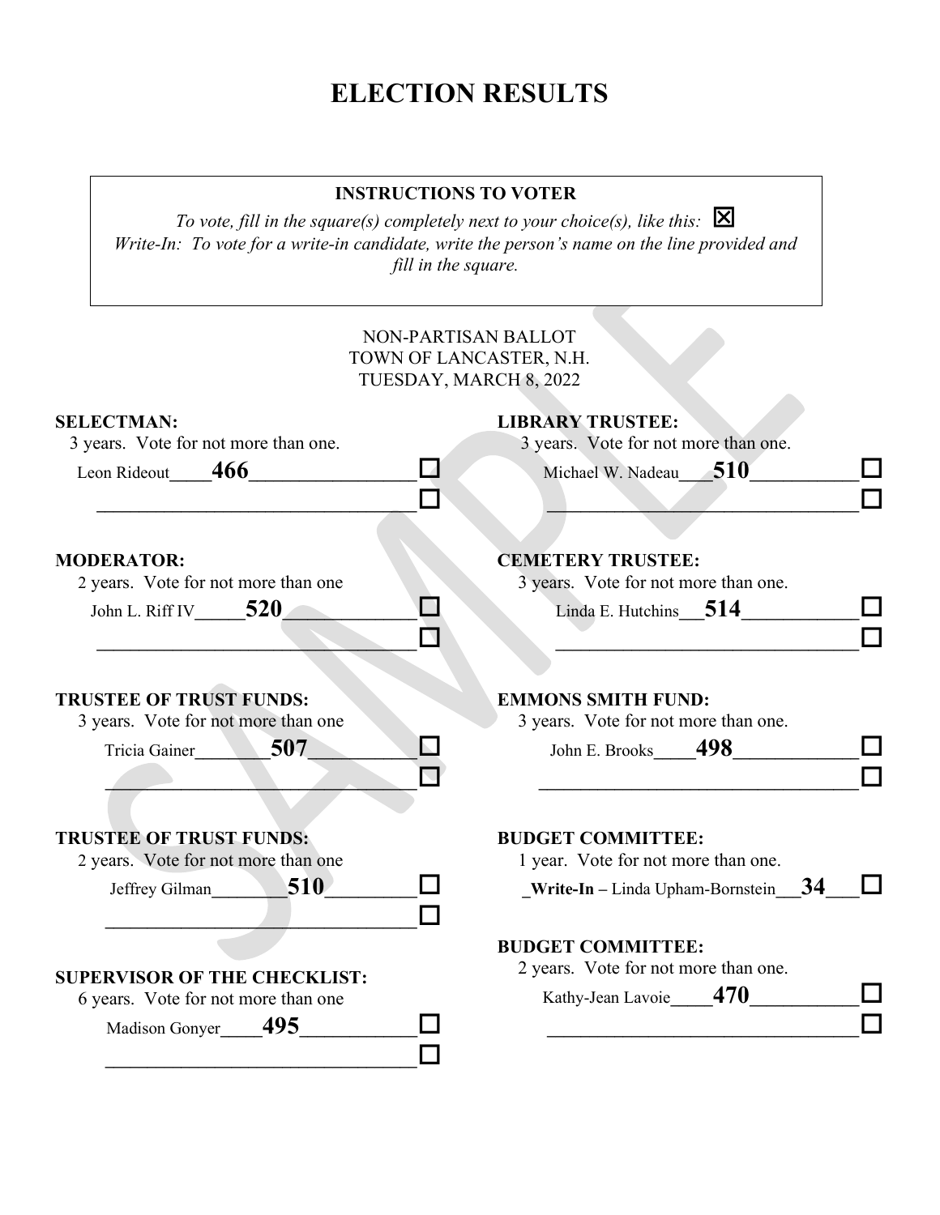# ELECTION RESULTS

**INSTRUCTIONS TO VOTER**

*To vote, fill in the square(s) completely next to your choice(s), like this:* ☒

*Write-In: To vote for a write-in candidate, write the person's name on the line provided and fill in the square.*

NON-PARTISAN BALLOT
TOWN OF LANCASTER, N.H.
TUESDAY, MARCH 8, 2022

**SELECTMAN:**
3 years. Vote for not more than one.

Leon Rideout **466** ☐

______________________ ☐

**MODERATOR:**
2 years. Vote for not more than one

John L. Riff IV **520** ☐

______________________ ☐

**TRUSTEE OF TRUST FUNDS:**
3 years. Vote for not more than one

Tricia Gainer **507** ☐

______________________ ☐

**TRUSTEE OF TRUST FUNDS:**
2 years. Vote for not more than one

Jeffrey Gilman **510** ☐

______________________ ☐

**SUPERVISOR OF THE CHECKLIST:**
6 years. Vote for not more than one

Madison Gonyer **495** ☐

______________________ ☐

**LIBRARY TRUSTEE:**
3 years. Vote for not more than one.

Michael W. Nadeau **510** ☐

______________________ ☐

**CEMETERY TRUSTEE:**
3 years. Vote for not more than one.

Linda E. Hutchins **514** ☐

______________________ ☐

**EMMONS SMITH FUND:**
3 years. Vote for not more than one.

John E. Brooks **498** ☐

______________________ ☐

**BUDGET COMMITTEE:**
1 year. Vote for not more than one.

**Write-In** – Linda Upham-Bornstein **34** ☐

**BUDGET COMMITTEE:**
2 years. Vote for not more than one.

Kathy-Jean Lavoie **470** ☐

______________________ ☐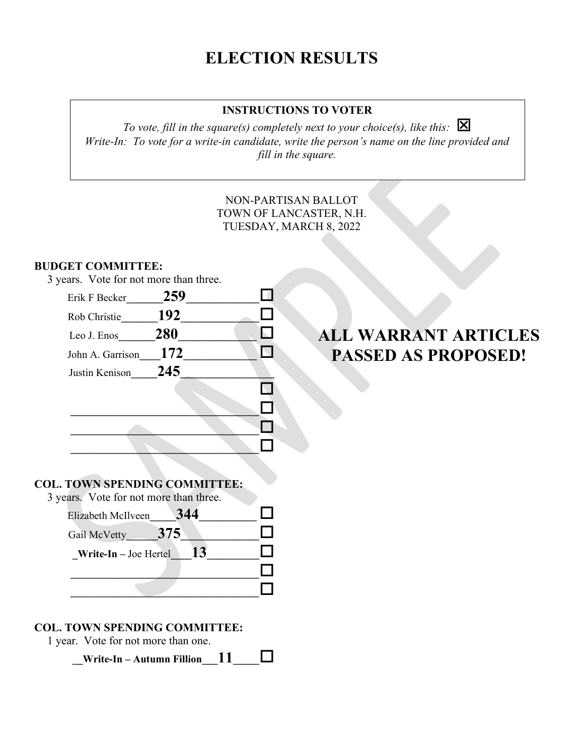# ELECTION RESULTS

**INSTRUCTIONS TO VOTER**

*To vote, fill in the square(s) completely next to your choice(s), like this:* ☒
*Write-In: To vote for a write-in candidate, write the person's name on the line provided and fill in the square.*

NON-PARTISAN BALLOT
TOWN OF LANCASTER, N.H.
TUESDAY, MARCH 8, 2022

**BUDGET COMMITTEE:**
3 years. Vote for not more than three.

- Erik F Becker **259** ☐
- Rob Christie **192** ☐
- Leo J. Enos **280** ☐
- John A. Garrison **172** ☐
- Justin Kenison **245**

**ALL WARRANT ARTICLES PASSED AS PROPOSED!**

**COL. TOWN SPENDING COMMITTEE:**
3 years. Vote for not more than three.

- Elizabeth McIlveen **344** ☐
- Gail McVetty **375** ☐
- **Write-In** – Joe Hertel **13** ☐

**COL. TOWN SPENDING COMMITTEE:**
1 year. Vote for not more than one.

- **Write-In – Autumn Fillion** **11** ☐

SAMPLE